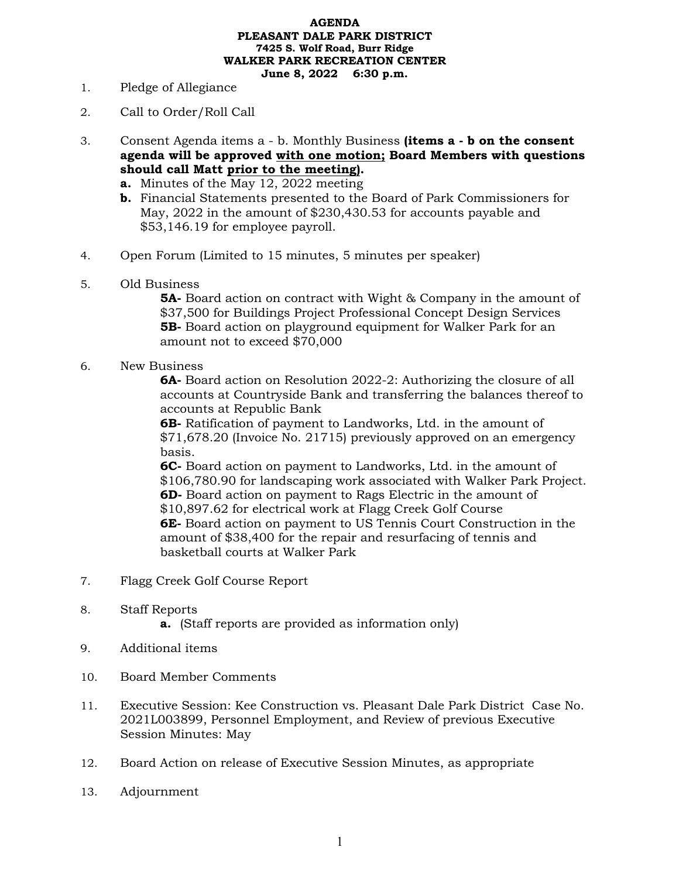**AGENDA**
**PLEASANT DALE PARK DISTRICT**
**7425 S. Wolf Road, Burr Ridge**
**WALKER PARK RECREATION CENTER**
**June 8, 2022 6:30 p.m.**

1. Pledge of Allegiance

2. Call to Order/Roll Call

3. Consent Agenda items a - b. Monthly Business **(items a - b on the consent agenda will be approved <u>with one motion;</u> Board Members with questions should call Matt <u>prior to the meeting</u>).**
   - **a.** Minutes of the May 12, 2022 meeting
   - **b.** Financial Statements presented to the Board of Park Commissioners for May, 2022 in the amount of $230,430.53 for accounts payable and $53,146.19 for employee payroll.

4. Open Forum (Limited to 15 minutes, 5 minutes per speaker)

5. Old Business
   - **5A-** Board action on contract with Wight & Company in the amount of $37,500 for Buildings Project Professional Concept Design Services
   - **5B-** Board action on playground equipment for Walker Park for an amount not to exceed $70,000

6. New Business
   - **6A-** Board action on Resolution 2022-2: Authorizing the closure of all accounts at Countryside Bank and transferring the balances thereof to accounts at Republic Bank
   - **6B-** Ratification of payment to Landworks, Ltd. in the amount of $71,678.20 (Invoice No. 21715) previously approved on an emergency basis.
   - **6C-** Board action on payment to Landworks, Ltd. in the amount of $106,780.90 for landscaping work associated with Walker Park Project.
   - **6D-** Board action on payment to Rags Electric in the amount of $10,897.62 for electrical work at Flagg Creek Golf Course
   - **6E-** Board action on payment to US Tennis Court Construction in the amount of $38,400 for the repair and resurfacing of tennis and basketball courts at Walker Park

7. Flagg Creek Golf Course Report

8. Staff Reports
   - **a.** (Staff reports are provided as information only)

9. Additional items

10. Board Member Comments

11. Executive Session: Kee Construction vs. Pleasant Dale Park District Case No. 2021L003899, Personnel Employment, and Review of previous Executive Session Minutes: May

12. Board Action on release of Executive Session Minutes, as appropriate

13. Adjournment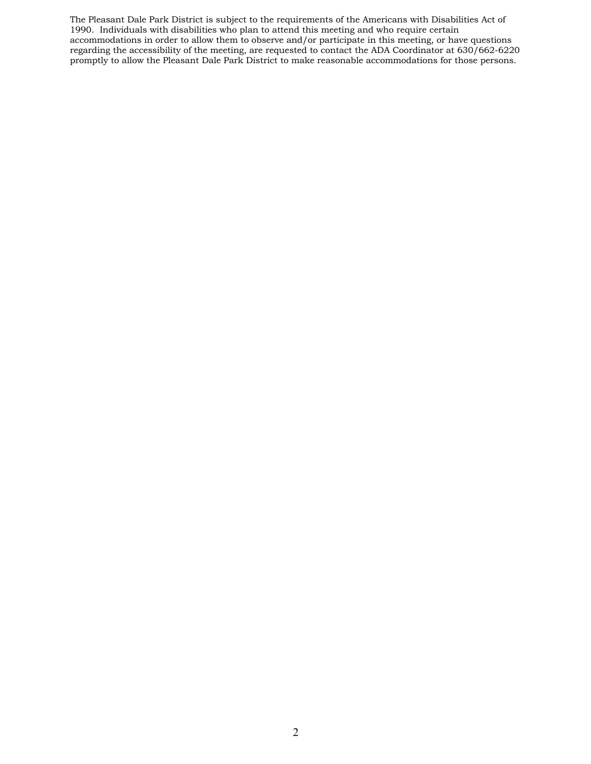The Pleasant Dale Park District is subject to the requirements of the Americans with Disabilities Act of 1990. Individuals with disabilities who plan to attend this meeting and who require certain accommodations in order to allow them to observe and/or participate in this meeting, or have questions regarding the accessibility of the meeting, are requested to contact the ADA Coordinator at 630/662-6220 promptly to allow the Pleasant Dale Park District to make reasonable accommodations for those persons.